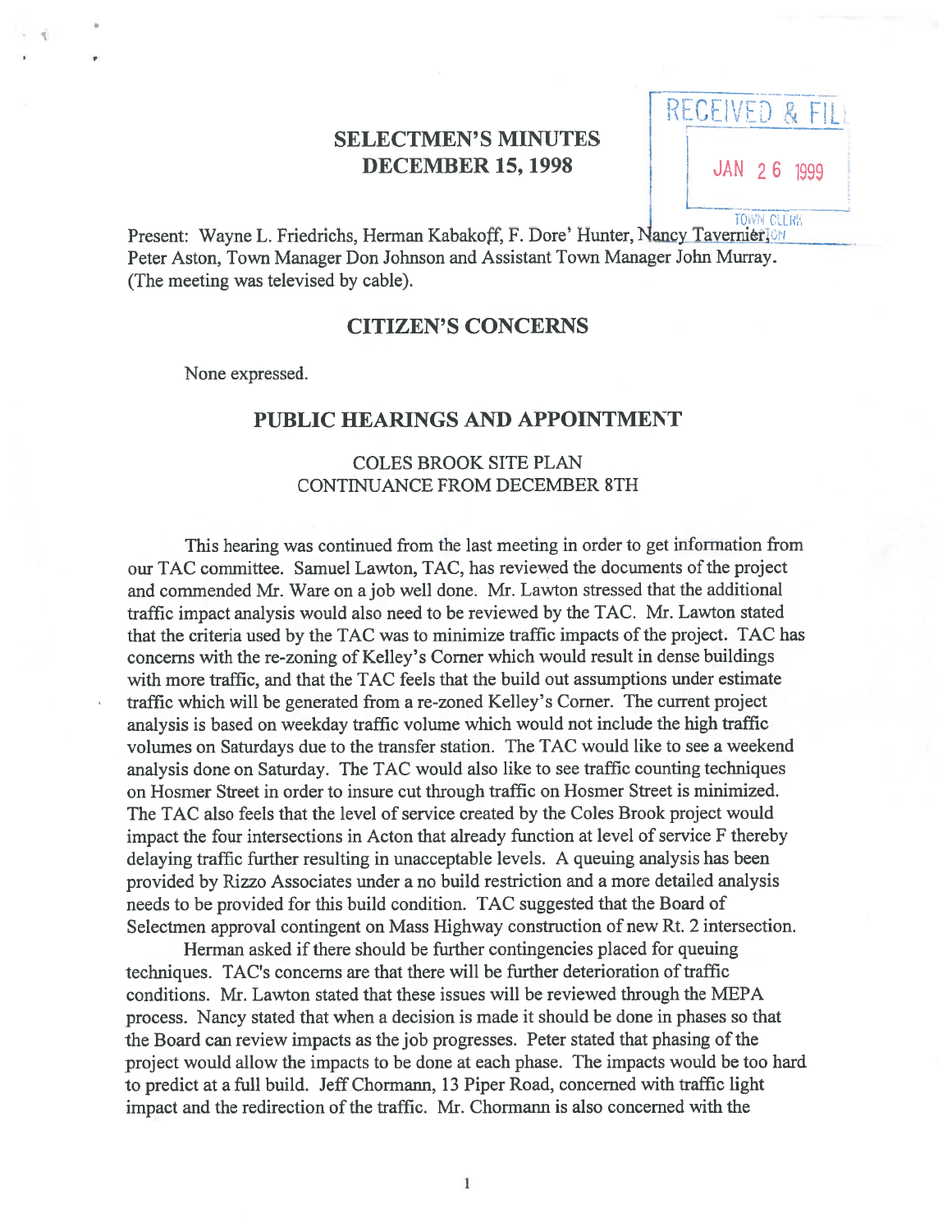# SELECTMEN'S MINUTES
# DECEMBER 15, 1998

RECEIVED & FILED

JAN 26 1999

TOWN CLERK

Present: Wayne L. Friedrichs, Herman Kabakoff, F. Dore' Hunter, Nancy Tavernier, Peter Aston, Town Manager Don Johnson and Assistant Town Manager John Murray. (The meeting was televised by cable).

## CITIZEN'S CONCERNS

None expressed.

## PUBLIC HEARINGS AND APPOINTMENT

### COLES BROOK SITE PLAN
### CONTINUANCE FROM DECEMBER 8TH

This hearing was continued from the last meeting in order to get information from our TAC committee. Samuel Lawton, TAC, has reviewed the documents of the project and commended Mr. Ware on a job well done. Mr. Lawton stressed that the additional traffic impact analysis would also need to be reviewed by the TAC. Mr. Lawton stated that the criteria used by the TAC was to minimize traffic impacts of the project. TAC has concerns with the re-zoning of Kelley's Corner which would result in dense buildings with more traffic, and that the TAC feels that the build out assumptions under estimate traffic which will be generated from a re-zoned Kelley's Corner. The current project analysis is based on weekday traffic volume which would not include the high traffic volumes on Saturdays due to the transfer station. The TAC would like to see a weekend analysis done on Saturday. The TAC would also like to see traffic counting techniques on Hosmer Street in order to insure cut through traffic on Hosmer Street is minimized. The TAC also feels that the level of service created by the Coles Brook project would impact the four intersections in Acton that already function at level of service F thereby delaying traffic further resulting in unacceptable levels. A queuing analysis has been provided by Rizzo Associates under a no build restriction and a more detailed analysis needs to be provided for this build condition. TAC suggested that the Board of Selectmen approval contingent on Mass Highway construction of new Rt. 2 intersection.

Herman asked if there should be further contingencies placed for queuing techniques. TAC's concerns are that there will be further deterioration of traffic conditions. Mr. Lawton stated that these issues will be reviewed through the MEPA process. Nancy stated that when a decision is made it should be done in phases so that the Board can review impacts as the job progresses. Peter stated that phasing of the project would allow the impacts to be done at each phase. The impacts would be too hard to predict at a full build. Jeff Chormann, 13 Piper Road, concerned with traffic light impact and the redirection of the traffic. Mr. Chormann is also concerned with the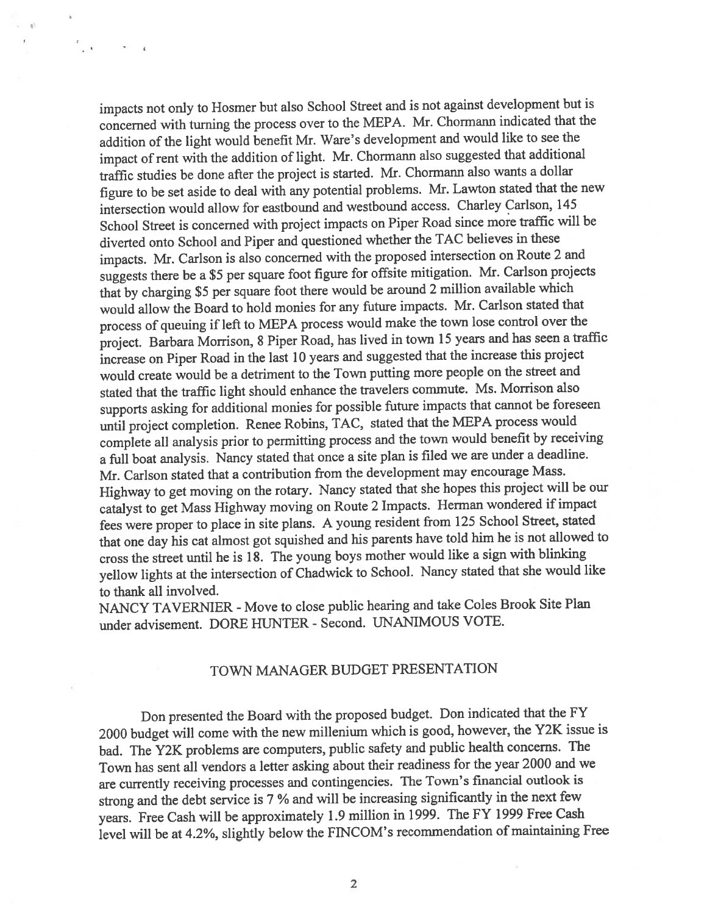impacts not only to Hosmer but also School Street and is not against development but is concerned with turning the process over to the MEPA. Mr. Chormann indicated that the addition of the light would benefit Mr. Ware's development and would like to see the impact of rent with the addition of light. Mr. Chormann also suggested that additional traffic studies be done after the project is started. Mr. Chormann also wants a dollar figure to be set aside to deal with any potential problems. Mr. Lawton stated that the new intersection would allow for eastbound and westbound access. Charley Carlson, 145 School Street is concerned with project impacts on Piper Road since more traffic will be diverted onto School and Piper and questioned whether the TAC believes in these impacts. Mr. Carlson is also concerned with the proposed intersection on Route 2 and suggests there be a $5 per square foot figure for offsite mitigation. Mr. Carlson projects that by charging $5 per square foot there would be around 2 million available which would allow the Board to hold monies for any future impacts. Mr. Carlson stated that process of queuing if left to MEPA process would make the town lose control over the project. Barbara Morrison, 8 Piper Road, has lived in town 15 years and has seen a traffic increase on Piper Road in the last 10 years and suggested that the increase this project would create would be a detriment to the Town putting more people on the street and stated that the traffic light should enhance the travelers commute. Ms. Morrison also supports asking for additional monies for possible future impacts that cannot be foreseen until project completion. Renee Robins, TAC, stated that the MEPA process would complete all analysis prior to permitting process and the town would benefit by receiving a full boat analysis. Nancy stated that once a site plan is filed we are under a deadline. Mr. Carlson stated that a contribution from the development may encourage Mass. Highway to get moving on the rotary. Nancy stated that she hopes this project will be our catalyst to get Mass Highway moving on Route 2 Impacts. Herman wondered if impact fees were proper to place in site plans. A young resident from 125 School Street, stated that one day his cat almost got squished and his parents have told him he is not allowed to cross the street until he is 18. The young boys mother would like a sign with blinking yellow lights at the intersection of Chadwick to School. Nancy stated that she would like to thank all involved.

NANCY TAVERNIER - Move to close public hearing and take Coles Brook Site Plan under advisement. DORE HUNTER - Second. UNANIMOUS VOTE.

## TOWN MANAGER BUDGET PRESENTATION

Don presented the Board with the proposed budget. Don indicated that the FY 2000 budget will come with the new millenium which is good, however, the Y2K issue is bad. The Y2K problems are computers, public safety and public health concerns. The Town has sent all vendors a letter asking about their readiness for the year 2000 and we are currently receiving processes and contingencies. The Town's financial outlook is strong and the debt service is 7 % and will be increasing significantly in the next few years. Free Cash will be approximately 1.9 million in 1999. The FY 1999 Free Cash level will be at 4.2%, slightly below the FINCOM's recommendation of maintaining Free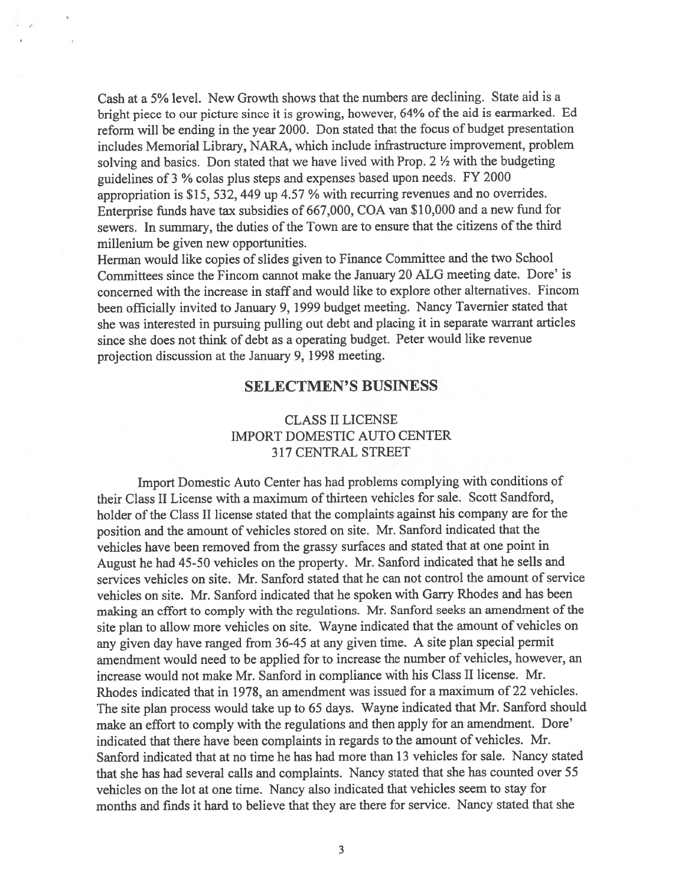Cash at a 5% level. New Growth shows that the numbers are declining. State aid is a bright piece to our picture since it is growing, however, 64% of the aid is earmarked. Ed reform will be ending in the year 2000. Don stated that the focus of budget presentation includes Memorial Library, NARA, which include infrastructure improvement, problem solving and basics. Don stated that we have lived with Prop. 2 ½ with the budgeting guidelines of 3 % colas plus steps and expenses based upon needs. FY 2000 appropriation is $15, 532, 449 up 4.57 % with recurring revenues and no overrides. Enterprise funds have tax subsidies of 667,000, COA van $10,000 and a new fund for sewers. In summary, the duties of the Town are to ensure that the citizens of the third millenium be given new opportunities.

Herman would like copies of slides given to Finance Committee and the two School Committees since the Fincom cannot make the January 20 ALG meeting date. Dore' is concerned with the increase in staff and would like to explore other alternatives. Fincom been officially invited to January 9, 1999 budget meeting. Nancy Tavernier stated that she was interested in pursuing pulling out debt and placing it in separate warrant articles since she does not think of debt as a operating budget. Peter would like revenue projection discussion at the January 9, 1998 meeting.

## SELECTMEN'S BUSINESS

### CLASS II LICENSE
### IMPORT DOMESTIC AUTO CENTER
### 317 CENTRAL STREET

Import Domestic Auto Center has had problems complying with conditions of their Class II License with a maximum of thirteen vehicles for sale. Scott Sandford, holder of the Class II license stated that the complaints against his company are for the position and the amount of vehicles stored on site. Mr. Sanford indicated that the vehicles have been removed from the grassy surfaces and stated that at one point in August he had 45-50 vehicles on the property. Mr. Sanford indicated that he sells and services vehicles on site. Mr. Sanford stated that he can not control the amount of service vehicles on site. Mr. Sanford indicated that he spoken with Garry Rhodes and has been making an effort to comply with the regulations. Mr. Sanford seeks an amendment of the site plan to allow more vehicles on site. Wayne indicated that the amount of vehicles on any given day have ranged from 36-45 at any given time. A site plan special permit amendment would need to be applied for to increase the number of vehicles, however, an increase would not make Mr. Sanford in compliance with his Class II license. Mr. Rhodes indicated that in 1978, an amendment was issued for a maximum of 22 vehicles. The site plan process would take up to 65 days. Wayne indicated that Mr. Sanford should make an effort to comply with the regulations and then apply for an amendment. Dore' indicated that there have been complaints in regards to the amount of vehicles. Mr. Sanford indicated that at no time he has had more than 13 vehicles for sale. Nancy stated that she has had several calls and complaints. Nancy stated that she has counted over 55 vehicles on the lot at one time. Nancy also indicated that vehicles seem to stay for months and finds it hard to believe that they are there for service. Nancy stated that she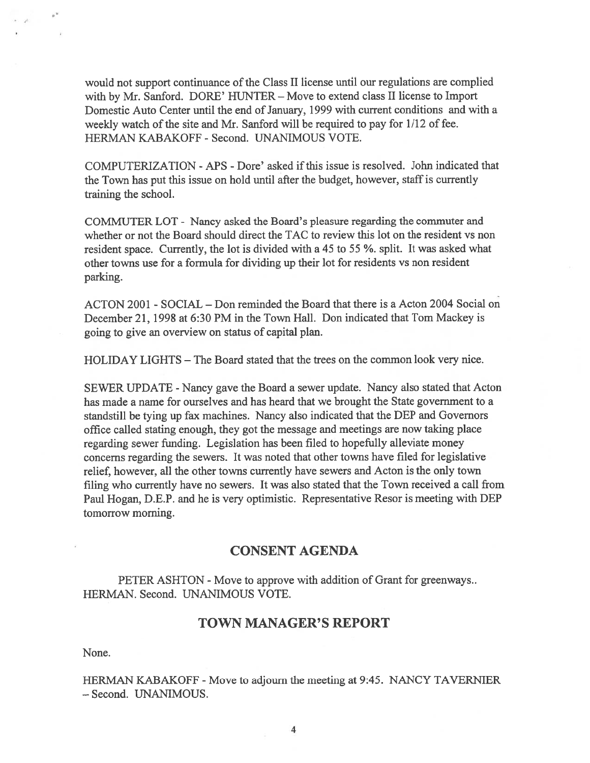would not support continuance of the Class II license until our regulations are complied with by Mr. Sanford. DORE' HUNTER – Move to extend class II license to Import Domestic Auto Center until the end of January, 1999 with current conditions and with a weekly watch of the site and Mr. Sanford will be required to pay for 1/12 of fee. HERMAN KABAKOFF - Second. UNANIMOUS VOTE.

COMPUTERIZATION - APS - Dore' asked if this issue is resolved. John indicated that the Town has put this issue on hold until after the budget, however, staff is currently training the school.

COMMUTER LOT - Nancy asked the Board's pleasure regarding the commuter and whether or not the Board should direct the TAC to review this lot on the resident vs non resident space. Currently, the lot is divided with a 45 to 55 %. split. It was asked what other towns use for a formula for dividing up their lot for residents vs non resident parking.

ACTON 2001 - SOCIAL – Don reminded the Board that there is a Acton 2004 Social on December 21, 1998 at 6:30 PM in the Town Hall. Don indicated that Tom Mackey is going to give an overview on status of capital plan.

HOLIDAY LIGHTS – The Board stated that the trees on the common look very nice.

SEWER UPDATE - Nancy gave the Board a sewer update. Nancy also stated that Acton has made a name for ourselves and has heard that we brought the State government to a standstill be tying up fax machines. Nancy also indicated that the DEP and Governors office called stating enough, they got the message and meetings are now taking place regarding sewer funding. Legislation has been filed to hopefully alleviate money concerns regarding the sewers. It was noted that other towns have filed for legislative relief, however, all the other towns currently have sewers and Acton is the only town filing who currently have no sewers. It was also stated that the Town received a call from Paul Hogan, D.E.P. and he is very optimistic. Representative Resor is meeting with DEP tomorrow morning.

## CONSENT AGENDA

PETER ASHTON - Move to approve with addition of Grant for greenways.. HERMAN. Second. UNANIMOUS VOTE.

## TOWN MANAGER'S REPORT

None.

HERMAN KABAKOFF - Move to adjourn the meeting at 9:45. NANCY TAVERNIER – Second. UNANIMOUS.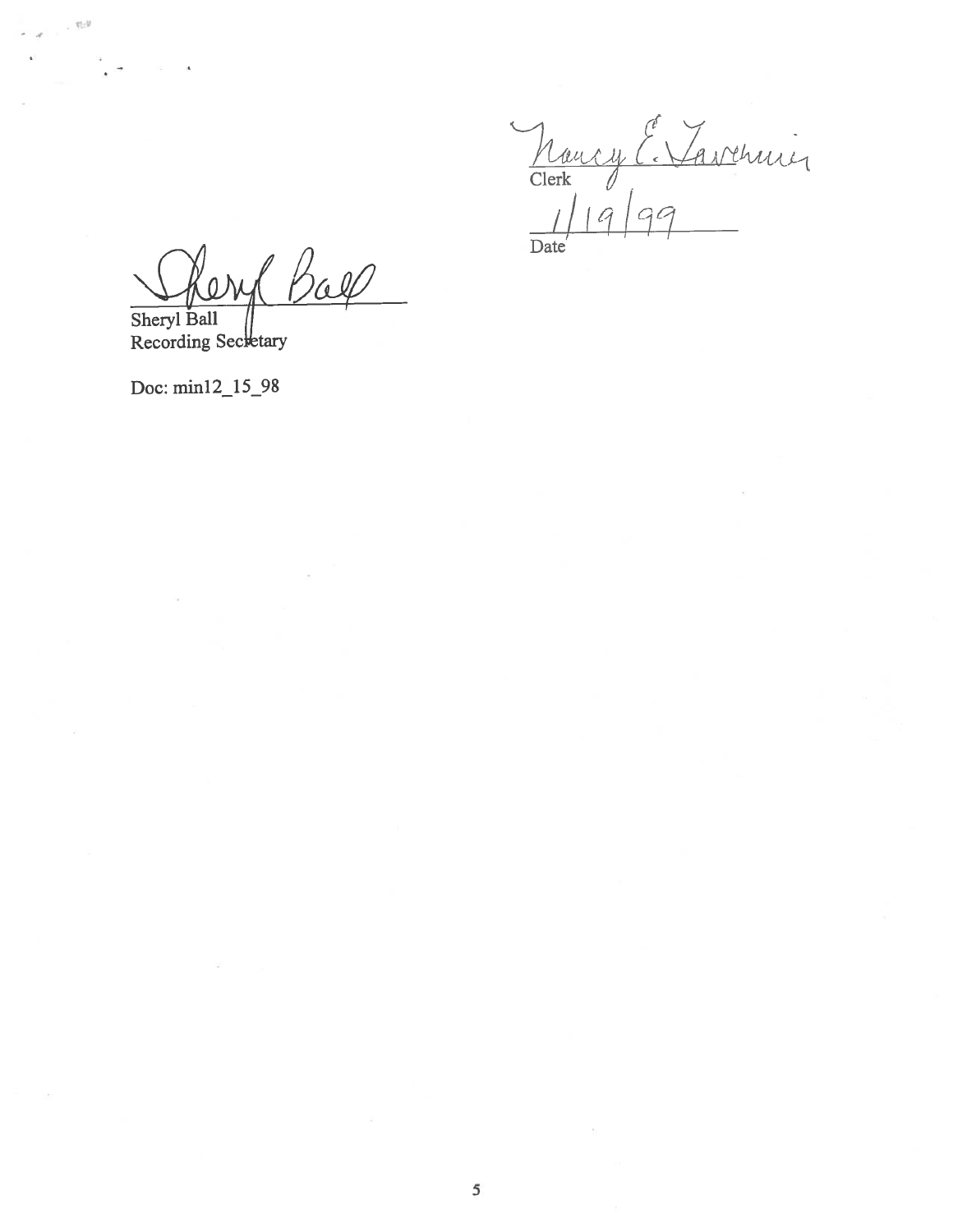Nancy E. Tavernier
Clerk

1/19/99
Date

Sheryl Ball
Sheryl Ball
Recording Secretary

Doc: min12_15_98